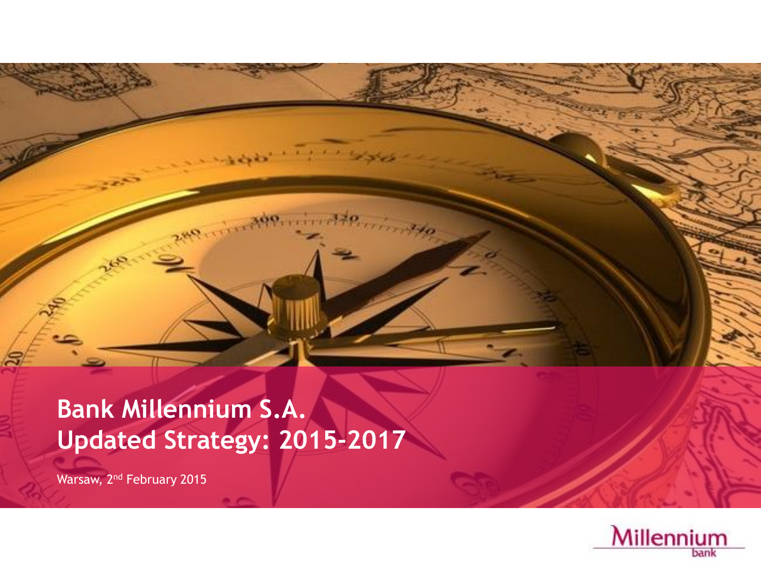# Bank Millennium S.A.
# Updated Strategy: 2015-2017

Warsaw, 2nd February 2015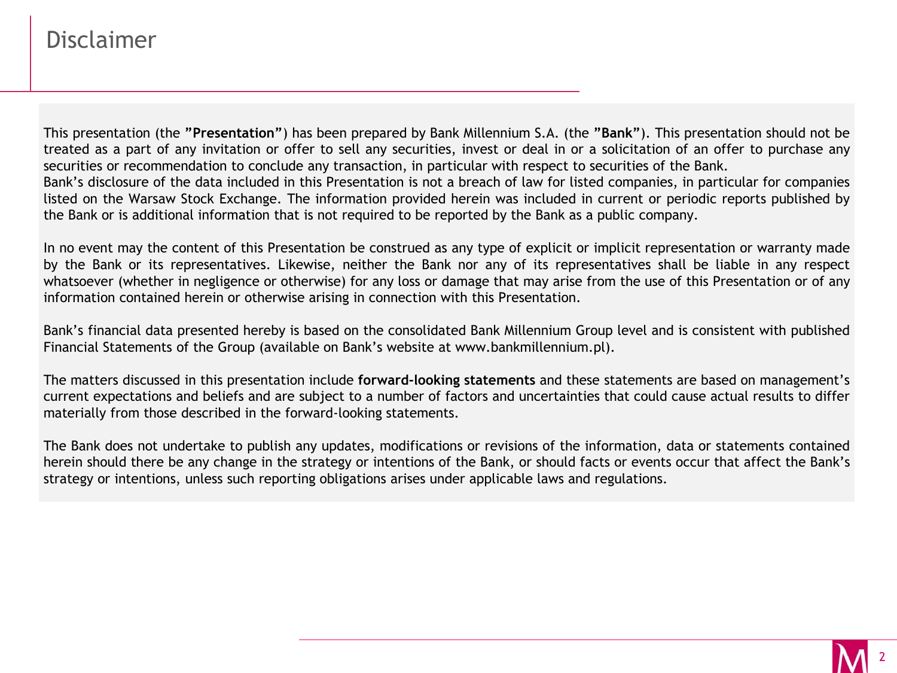# Disclaimer

This presentation (the **"Presentation"**) has been prepared by Bank Millennium S.A. (the **"Bank"**). This presentation should not be treated as a part of any invitation or offer to sell any securities, invest or deal in or a solicitation of an offer to purchase any securities or recommendation to conclude any transaction, in particular with respect to securities of the Bank.
Bank's disclosure of the data included in this Presentation is not a breach of law for listed companies, in particular for companies listed on the Warsaw Stock Exchange. The information provided herein was included in current or periodic reports published by the Bank or is additional information that is not required to be reported by the Bank as a public company.

In no event may the content of this Presentation be construed as any type of explicit or implicit representation or warranty made by the Bank or its representatives. Likewise, neither the Bank nor any of its representatives shall be liable in any respect whatsoever (whether in negligence or otherwise) for any loss or damage that may arise from the use of this Presentation or of any information contained herein or otherwise arising in connection with this Presentation.

Bank's financial data presented hereby is based on the consolidated Bank Millennium Group level and is consistent with published Financial Statements of the Group (available on Bank's website at www.bankmillennium.pl).

The matters discussed in this presentation include **forward-looking statements** and these statements are based on management's current expectations and beliefs and are subject to a number of factors and uncertainties that could cause actual results to differ materially from those described in the forward-looking statements.

The Bank does not undertake to publish any updates, modifications or revisions of the information, data or statements contained herein should there be any change in the strategy or intentions of the Bank, or should facts or events occur that affect the Bank's strategy or intentions, unless such reporting obligations arises under applicable laws and regulations.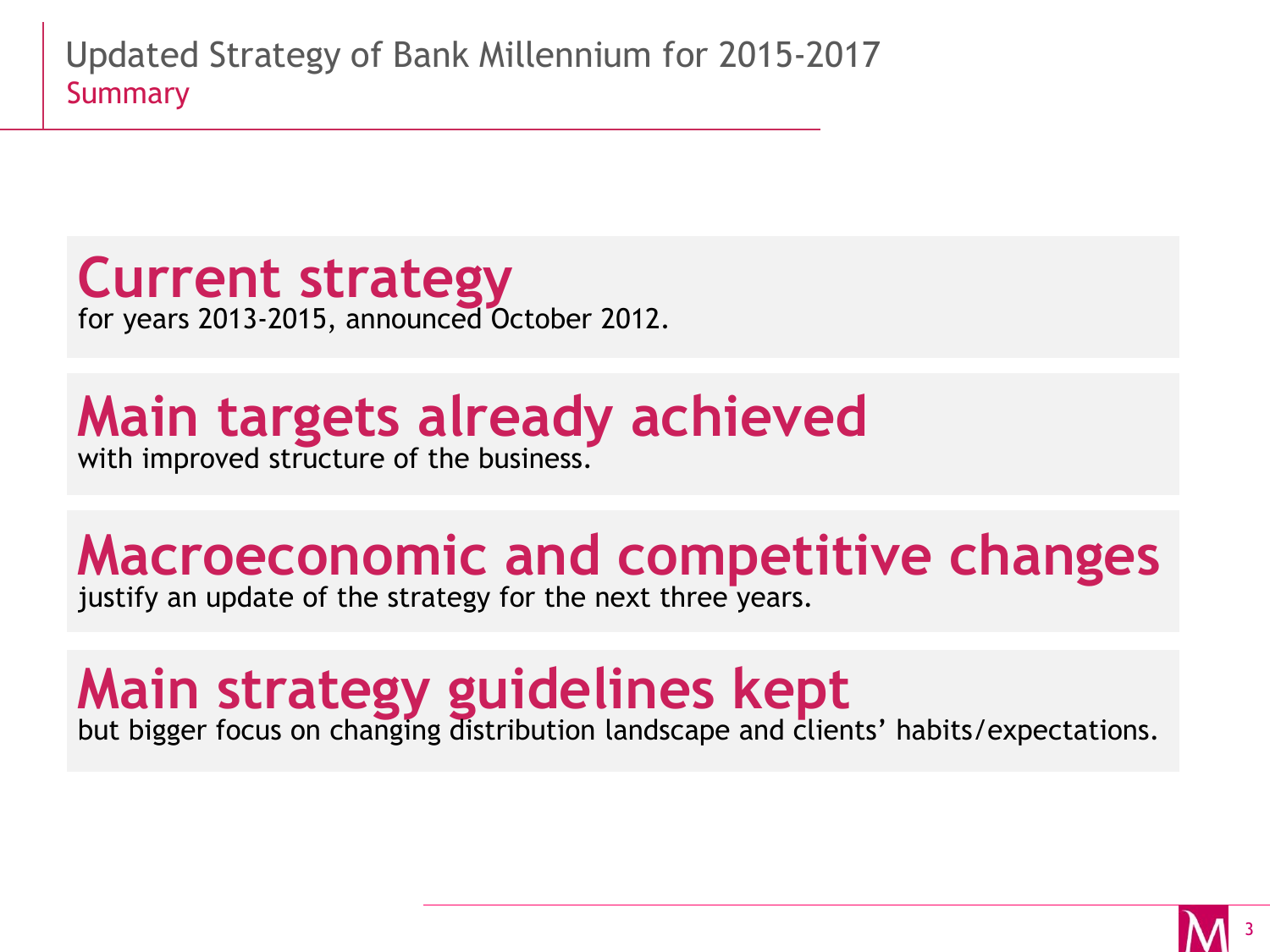# Updated Strategy of Bank Millennium for 2015-2017

## Summary

**Current strategy**
for years 2013-2015, announced October 2012.

**Main targets already achieved**
with improved structure of the business.

**Macroeconomic and competitive changes**
justify an update of the strategy for the next three years.

**Main strategy guidelines kept**
but bigger focus on changing distribution landscape and clients' habits/expectations.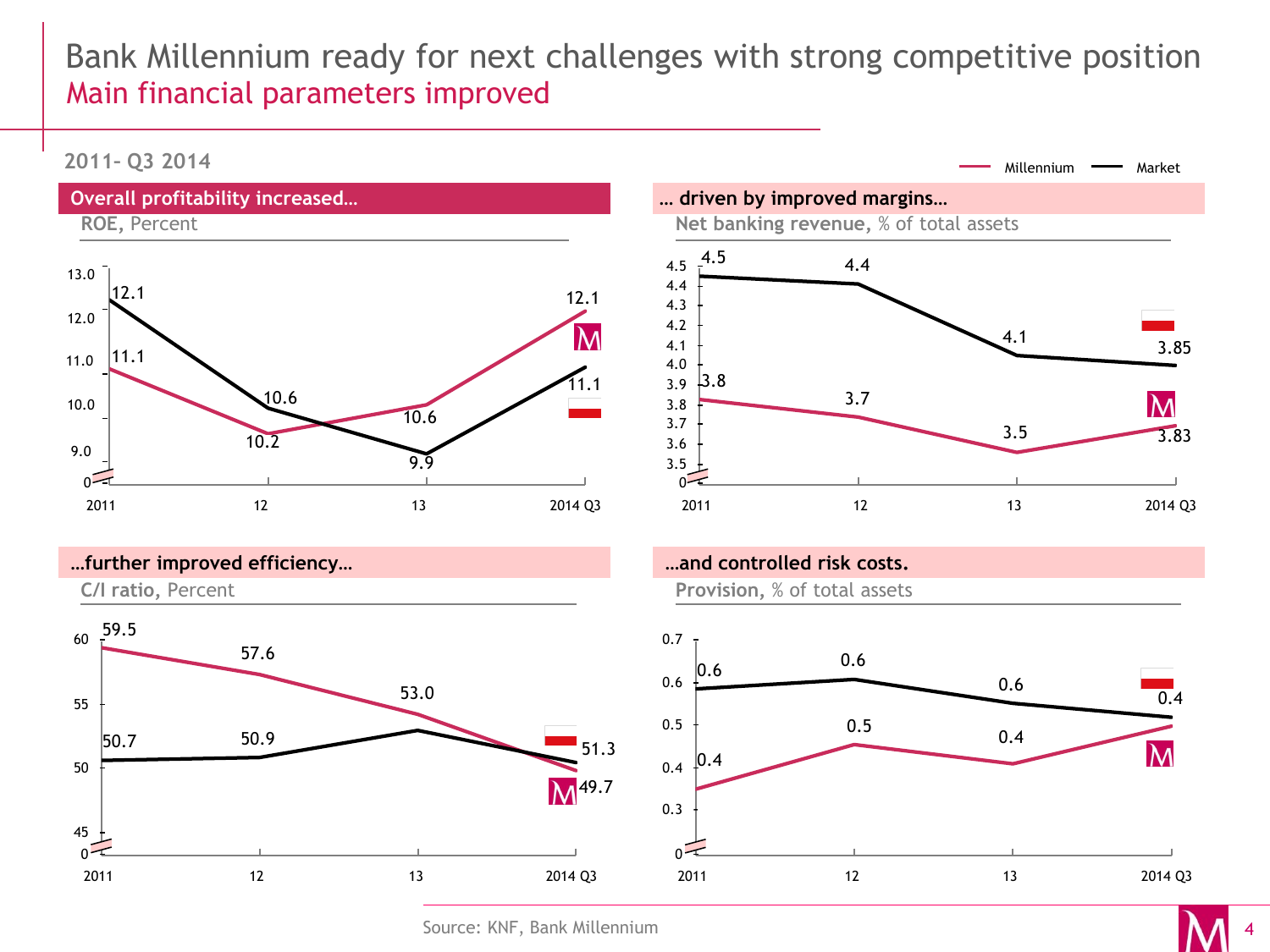# Bank Millennium ready for next challenges with strong competitive position

## Main financial parameters improved

**2011– Q3 2014**

Legend: Millennium, Market

### Overall profitability increased…

**ROE,** Percent

| | 2011 | 12 | 13 | 2014 Q3 |
|---|---|---|---|---|
| Millennium | 11.1 | 10.2 | 10.6 | 12.1 |
| Market | 12.1 | 10.6 | 9.9 | 11.1 |

### … driven by improved margins…

**Net banking revenue,** % of total assets

| | 2011 | 12 | 13 | 2014 Q3 |
|---|---|---|---|---|
| Millennium | 3.8 | 3.7 | 3.5 | 3.83 |
| Market | 4.5 | 4.4 | 4.1 | 3.85 |

### …further improved efficiency…

**C/I ratio,** Percent

| | 2011 | 12 | 13 | 2014 Q3 |
|---|---|---|---|---|
| Millennium | 59.5 | 57.6 | 53.0 | 49.7 |
| Market | 50.7 | 50.9 | | 51.3 |

### …and controlled risk costs.

**Provision,** % of total assets

| | 2011 | 12 | 13 | 2014 Q3 |
|---|---|---|---|---|
| Millennium | 0.4 | 0.5 | 0.4 | |
| Market | 0.6 | 0.6 | 0.6 | 0.4 |

Source: KNF, Bank Millennium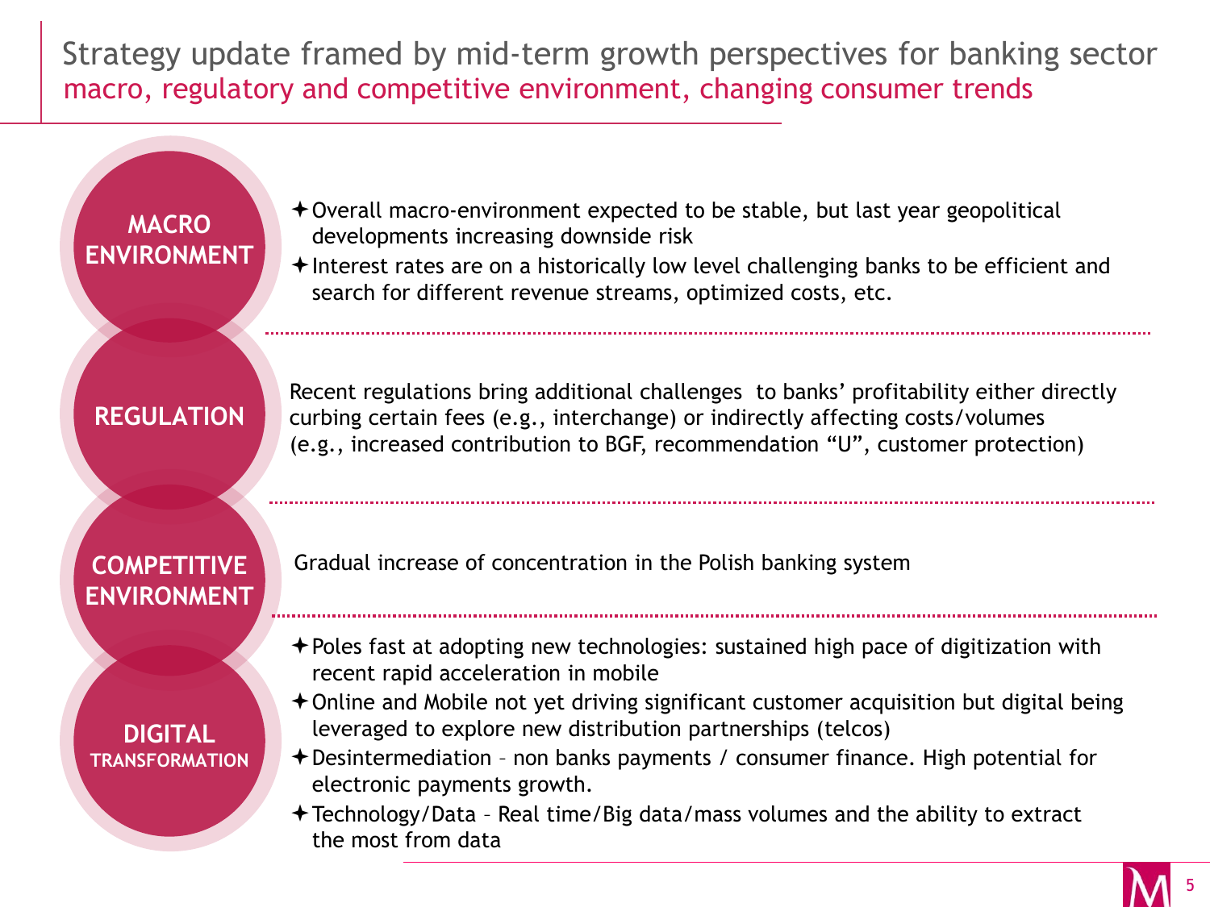# Strategy update framed by mid-term growth perspectives for banking sector

## macro, regulatory and competitive environment, changing consumer trends

### MACRO ENVIRONMENT

- Overall macro-environment expected to be stable, but last year geopolitical developments increasing downside risk
- Interest rates are on a historically low level challenging banks to be efficient and search for different revenue streams, optimized costs, etc.

### REGULATION

Recent regulations bring additional challenges to banks' profitability either directly curbing certain fees (e.g., interchange) or indirectly affecting costs/volumes (e.g., increased contribution to BGF, recommendation "U", customer protection)

### COMPETITIVE ENVIRONMENT

Gradual increase of concentration in the Polish banking system

### DIGITAL TRANSFORMATION

- Poles fast at adopting new technologies: sustained high pace of digitization with recent rapid acceleration in mobile
- Online and Mobile not yet driving significant customer acquisition but digital being leveraged to explore new distribution partnerships (telcos)
- Desintermediation – non banks payments / consumer finance. High potential for electronic payments growth.
- Technology/Data – Real time/Big data/mass volumes and the ability to extract the most from data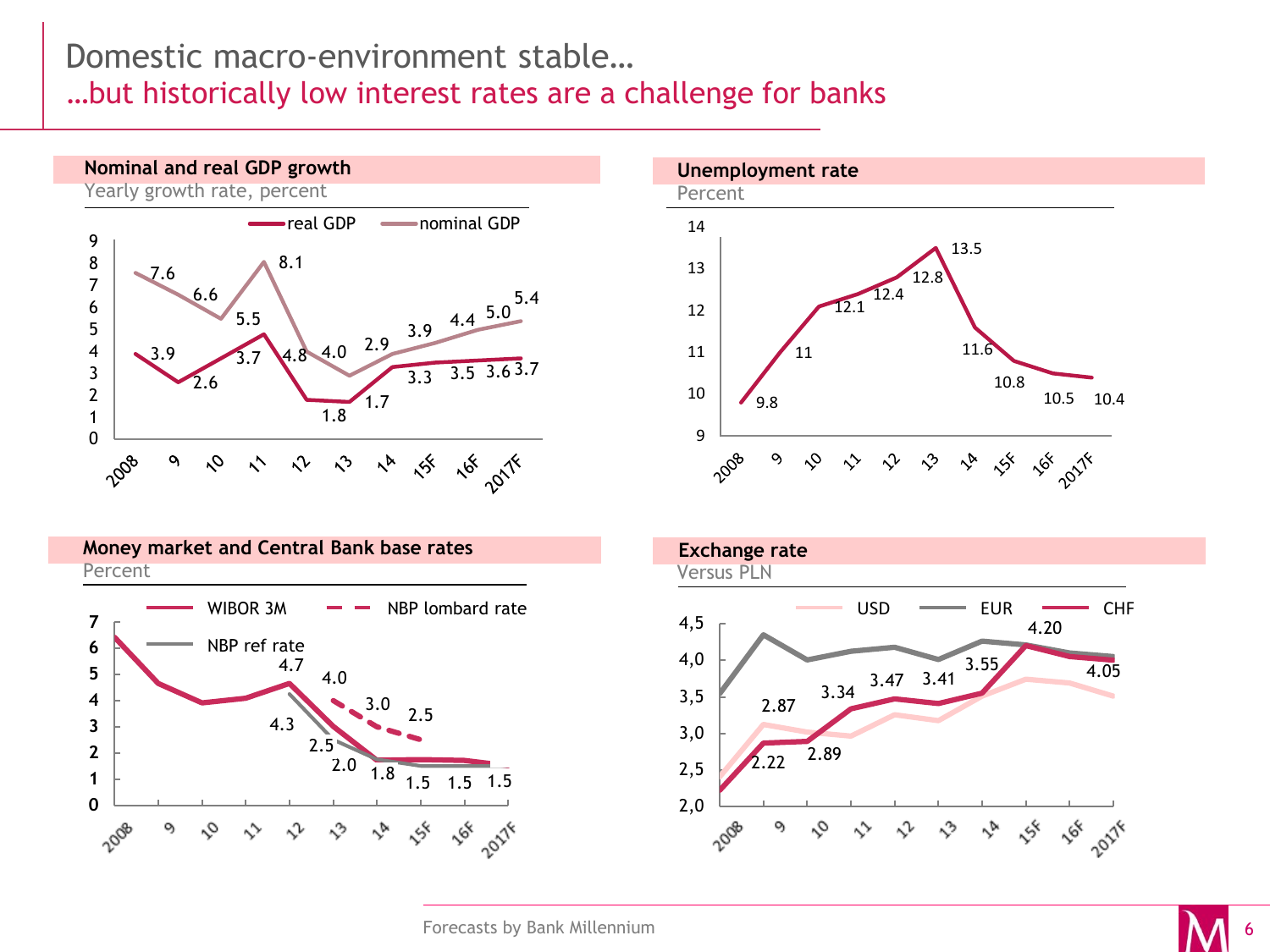# Domestic macro-environment stable…

## …but historically low interest rates are a challenge for banks

### Nominal and real GDP growth

Yearly growth rate, percent

| | 2008 | 9 | 10 | 11 | 12 | 13 | 14 | 15F | 16F | 2017F |
|---|---|---|---|---|---|---|---|---|---|---|
| real GDP | 3.9 | 2.6 | 3.7 | 4.8 | 1.8 | 1.7 | 3.3 | 3.5 | 3.6 | 3.7 |
| nominal GDP | 7.6 | 6.6 | 5.5 | 8.1 | 4.0 | 2.9 | 3.9 | 4.4 | 5.0 | 5.4 |

### Unemployment rate

Percent

| 2008 | 9 | 10 | 11 | 12 | 13 | 14 | 15F | 16F | 2017F |
|---|---|---|---|---|---|---|---|---|---|
| 9.8 | 11 | 12.1 | 12.4 | 12.8 | 13.5 | 11.6 | 10.8 | 10.5 | 10.4 |

### Money market and Central Bank base rates

Percent

Legend: WIBOR 3M, NBP lombard rate, NBP ref rate

Data labels: 4.7, 4.0, 3.0, 2.5, 4.3, 2.5, 2.0, 1.8, 1.5, 1.5, 1.5

### Exchange rate

Versus PLN

Legend: USD, EUR, CHF

| | 2008 | 9 | 10 | 11 | 12 | 13 | 14 | 15F | 16F | 2017F |
|---|---|---|---|---|---|---|---|---|---|---|
| CHF | 2.22 | 2.87 | 2.89 | 3.34 | 3.47 | 3.41 | 3.55 | 4.20 | | 4.05 |

Forecasts by Bank Millennium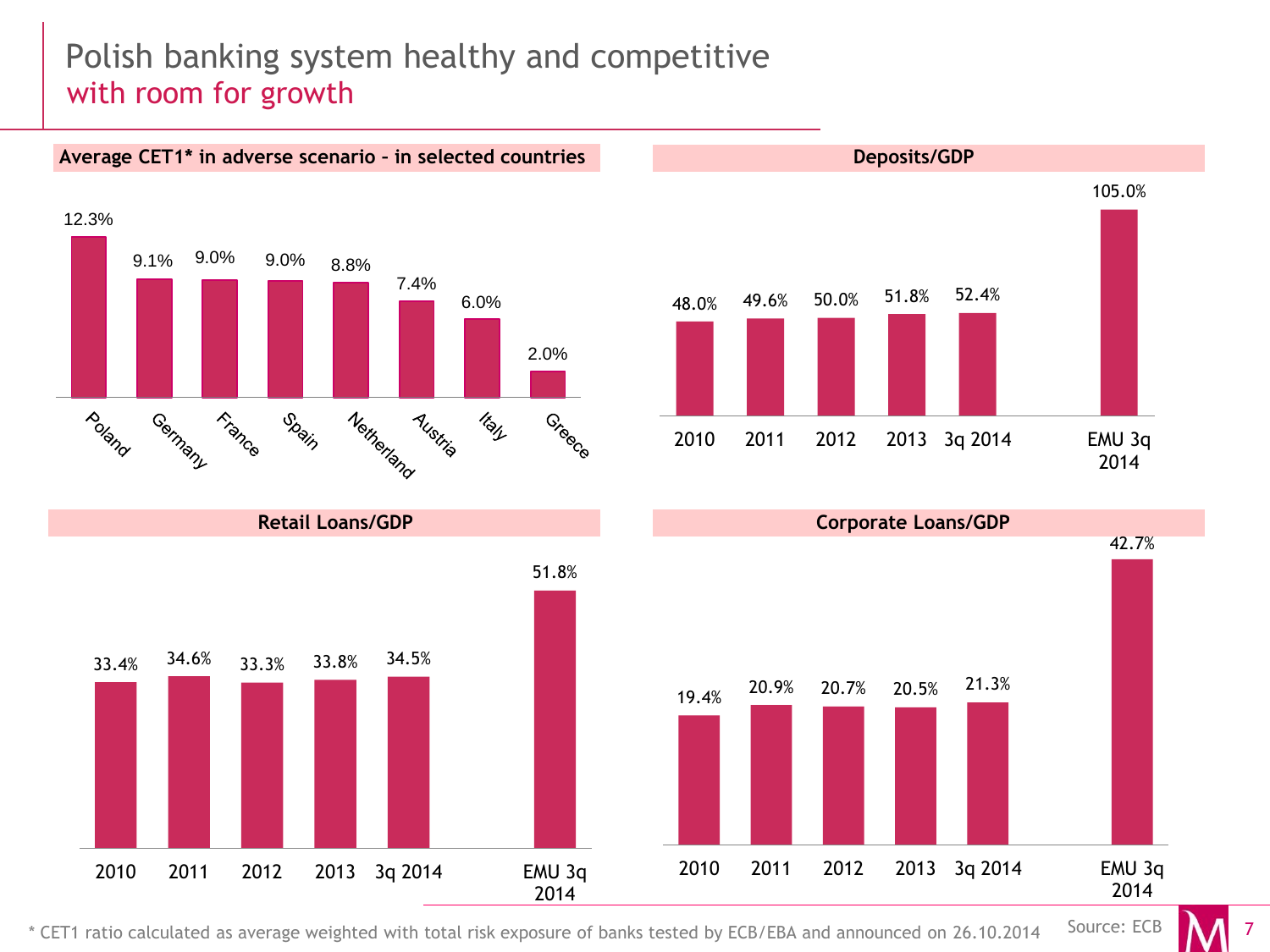# Polish banking system healthy and competitive
## with room for growth

### Average CET1* in adverse scenario – in selected countries

| Country | CET1 |
| --- | --- |
| Poland | 12.3% |
| Germany | 9.1% |
| France | 9.0% |
| Spain | 9.0% |
| Netherland | 8.8% |
| Austria | 7.4% |
| Italy | 6.0% |
| Greece | 2.0% |

### Deposits/GDP

| 2010 | 2011 | 2012 | 2013 | 3q 2014 | EMU 3q 2014 |
| --- | --- | --- | --- | --- | --- |
| 48.0% | 49.6% | 50.0% | 51.8% | 52.4% | 105.0% |

### Retail Loans/GDP

| 2010 | 2011 | 2012 | 2013 | 3q 2014 | EMU 3q 2014 |
| --- | --- | --- | --- | --- | --- |
| 33.4% | 34.6% | 33.3% | 33.8% | 34.5% | 51.8% |

### Corporate Loans/GDP

| 2010 | 2011 | 2012 | 2013 | 3q 2014 | EMU 3q 2014 |
| --- | --- | --- | --- | --- | --- |
| 19.4% | 20.9% | 20.7% | 20.5% | 21.3% | 42.7% |

\* CET1 ratio calculated as average weighted with total risk exposure of banks tested by ECB/EBA and announced on 26.10.2014

Source: ECB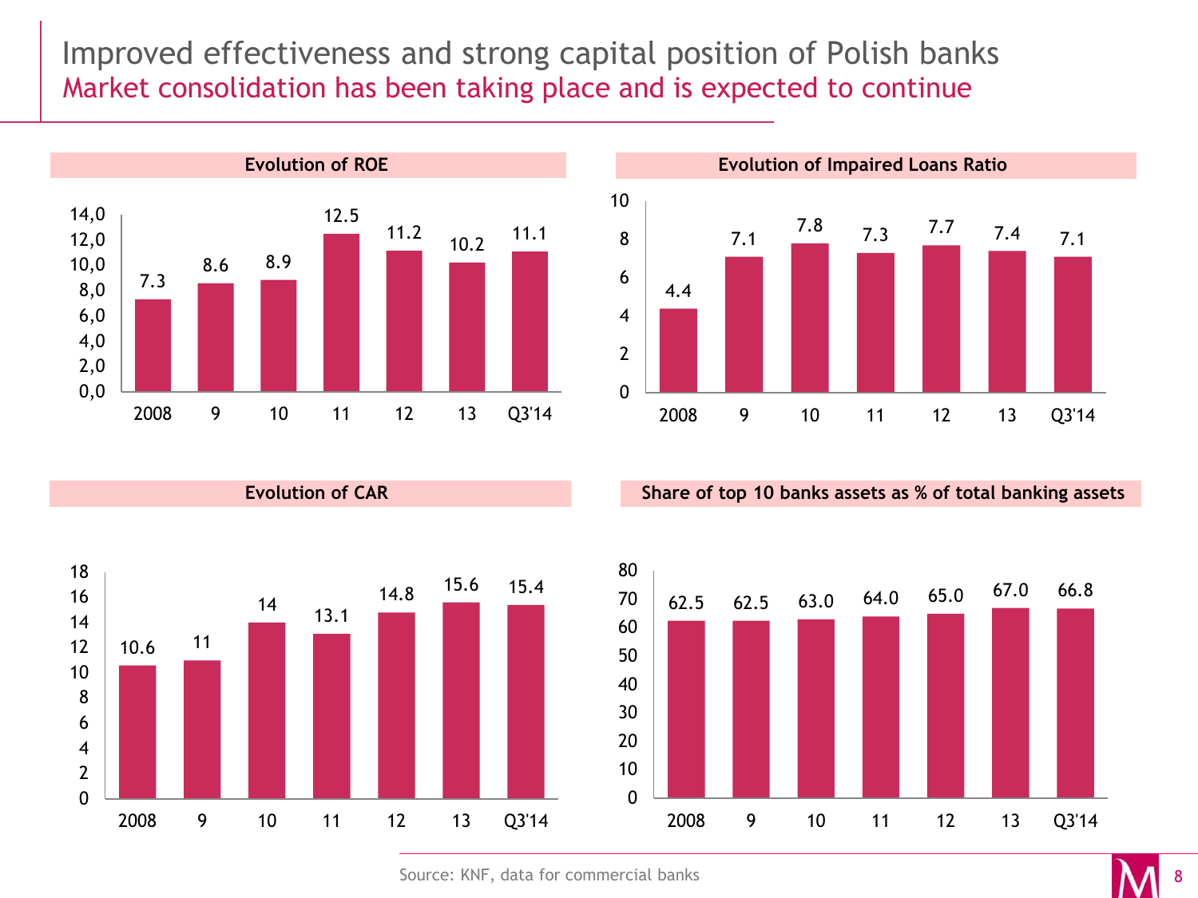# Improved effectiveness and strong capital position of Polish banks

## Market consolidation has been taking place and is expected to continue

**Evolution of ROE**

| 2008 | 9 | 10 | 11 | 12 | 13 | Q3'14 |
|---|---|---|---|---|---|---|
| 7.3 | 8.6 | 8.9 | 12.5 | 11.2 | 10.2 | 11.1 |

**Evolution of Impaired Loans Ratio**

| 2008 | 9 | 10 | 11 | 12 | 13 | Q3'14 |
|---|---|---|---|---|---|---|
| 4.4 | 7.1 | 7.8 | 7.3 | 7.7 | 7.4 | 7.1 |

**Evolution of CAR**

| 2008 | 9 | 10 | 11 | 12 | 13 | Q3'14 |
|---|---|---|---|---|---|---|
| 10.6 | 11 | 14 | 13.1 | 14.8 | 15.6 | 15.4 |

**Share of top 10 banks assets as % of total banking assets**

| 2008 | 9 | 10 | 11 | 12 | 13 | Q3'14 |
|---|---|---|---|---|---|---|
| 62.5 | 62.5 | 63.0 | 64.0 | 65.0 | 67.0 | 66.8 |

Source: KNF, data for commercial banks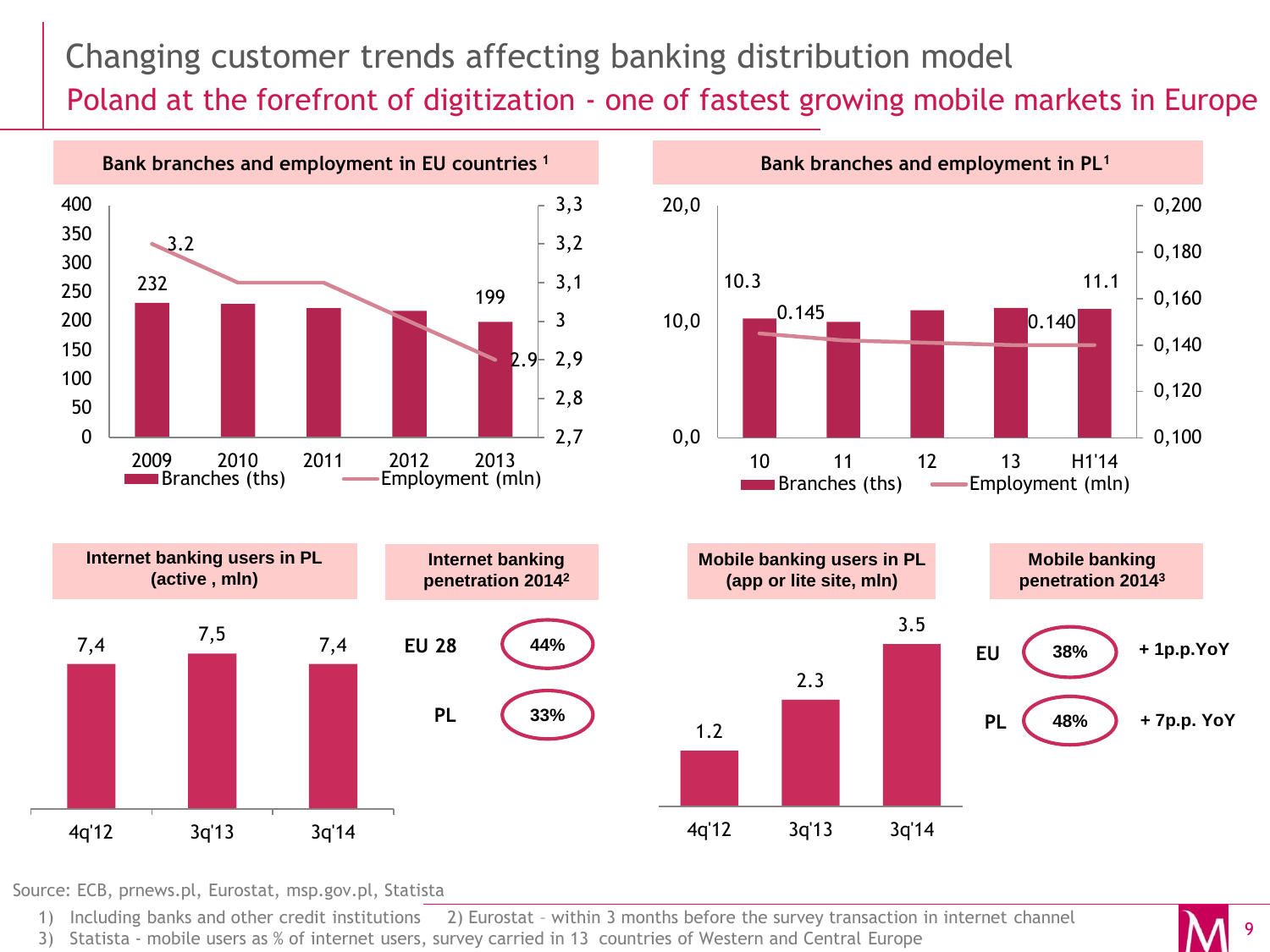# Changing customer trends affecting banking distribution model

## Poland at the forefront of digitization - one of fastest growing mobile markets in Europe

### Bank branches and employment in EU countries [1]

| | 2009 | 2010 | 2011 | 2012 | 2013 |
|---|---|---|---|---|---|
| Branches (ths) | 232 | | | | 199 |
| Employment (mln) | 3.2 | | | | 2.9 |

### Bank branches and employment in PL[1]

| | 10 | 11 | 12 | 13 | H1'14 |
|---|---|---|---|---|---|
| Branches (ths) | 10.3 | | | | 11.1 |
| Employment (mln) | 0.145 | | | | 0.140 |

### Internet banking users in PL (active , mln)

| 4q'12 | 3q'13 | 3q'14 |
|---|---|---|
| 7,4 | 7,5 | 7,4 |

### Internet banking penetration 2014[2]

| | |
|---|---|
| EU 28 | 44% |
| PL | 33% |

### Mobile banking users in PL (app or lite site, mln)

| 4q'12 | 3q'13 | 3q'14 |
|---|---|---|
| 1.2 | 2.3 | 3.5 |

### Mobile banking penetration 2014[3]

| | | |
|---|---|---|
| EU | 38% | + 1p.p.YoY |
| PL | 48% | + 7p.p. YoY |

Source: ECB, prnews.pl, Eurostat, msp.gov.pl, Statista

1) Including banks and other credit institutions 2) Eurostat – within 3 months before the survey transaction in internet channel
3) Statista - mobile users as % of internet users, survey carried in 13 countries of Western and Central Europe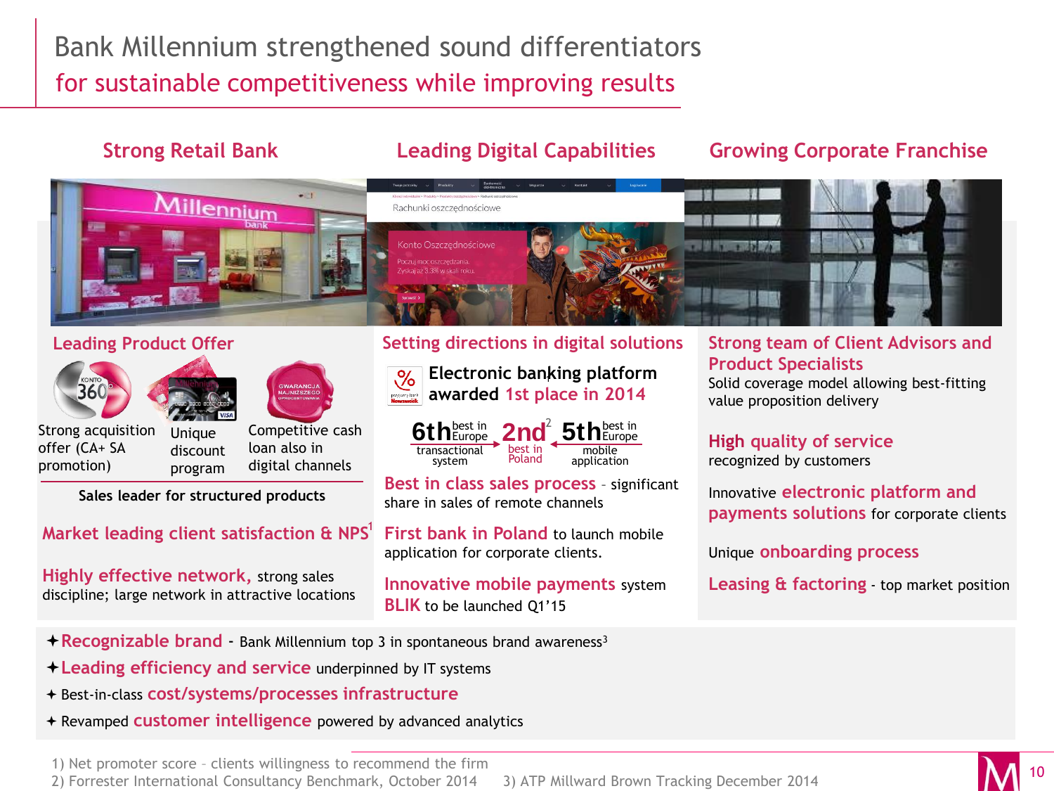# Bank Millennium strengthened sound differentiators
## for sustainable competitiveness while improving results

### Strong Retail Bank

**Leading Product Offer**

- Strong acquisition offer (CA+ SA promotion)
- Unique discount program
- Competitive cash loan also in digital channels

**Sales leader for structured products**

**Market leading client satisfaction & NPS**[1]

**Highly effective network,** strong sales discipline; large network in attractive locations

### Leading Digital Capabilities

**Setting directions in digital solutions**

**Electronic banking platform awarded 1st place in 2014**

6th best in Europe transactional system → 2nd[2] best in Poland ← 5th best in Europe mobile application

**Best in class sales process** – significant share in sales of remote channels

**First bank in Poland** to launch mobile application for corporate clients.

**Innovative mobile payments** system **BLIK** to be launched Q1'15

### Growing Corporate Franchise

**Strong team of Client Advisors and Product Specialists**
Solid coverage model allowing best-fitting value proposition delivery

**High quality of service** recognized by customers

Innovative **electronic platform and payments solutions** for corporate clients

Unique **onboarding process**

**Leasing & factoring** - top market position

---

- ✦ **Recognizable brand** - Bank Millennium top 3 in spontaneous brand awareness[3]
- ✦ **Leading efficiency and service** underpinned by IT systems
- ✦ Best-in-class **cost/systems/processes infrastructure**
- ✦ Revamped **customer intelligence** powered by advanced analytics

1) Net promoter score – clients willingness to recommend the firm
2) Forrester International Consultancy Benchmark, October 2014
3) ATP Millward Brown Tracking December 2014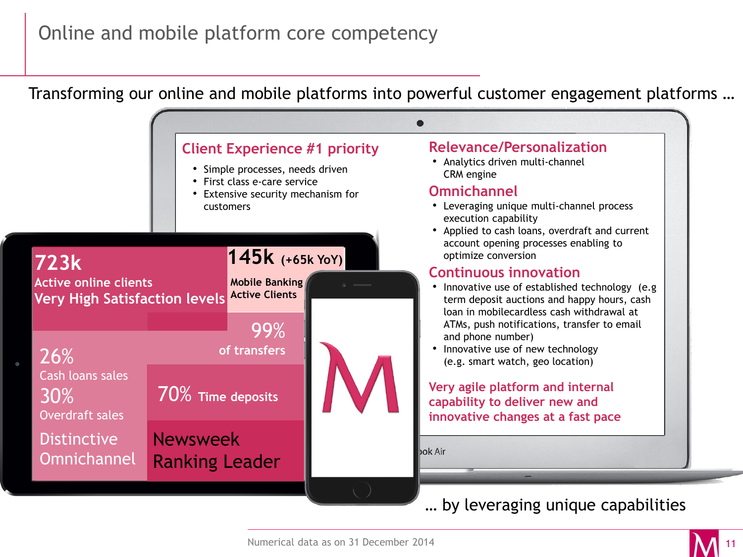# Online and mobile platform core competency

Transforming our online and mobile platforms into powerful customer engagement platforms …

**723k**
Active online clients
Very High Satisfaction levels

**145k** (+65k YoY)
Mobile Banking Active Clients

**99%** of transfers

**26%** Cash loans sales
**30%** Overdraft sales

**70%** Time deposits

Distinctive Omnichannel

Newsweek Ranking Leader

## Client Experience #1 priority

- Simple processes, needs driven
- First class e-care service
- Extensive security mechanism for customers

## Relevance/Personalization

- Analytics driven multi-channel CRM engine

## Omnichannel

- Leveraging unique multi-channel process execution capability
- Applied to cash loans, overdraft and current account opening processes enabling to optimize conversion

## Continuous innovation

- Innovative use of established technology (e.g term deposit auctions and happy hours, cash loan in mobilecardless cash withdrawal at ATMs, push notifications, transfer to email and phone number)
- Innovative use of new technology (e.g. smart watch, geo location)

**Very agile platform and internal capability to deliver new and innovative changes at a fast pace**

… by leveraging unique capabilities

Numerical data as on 31 December 2014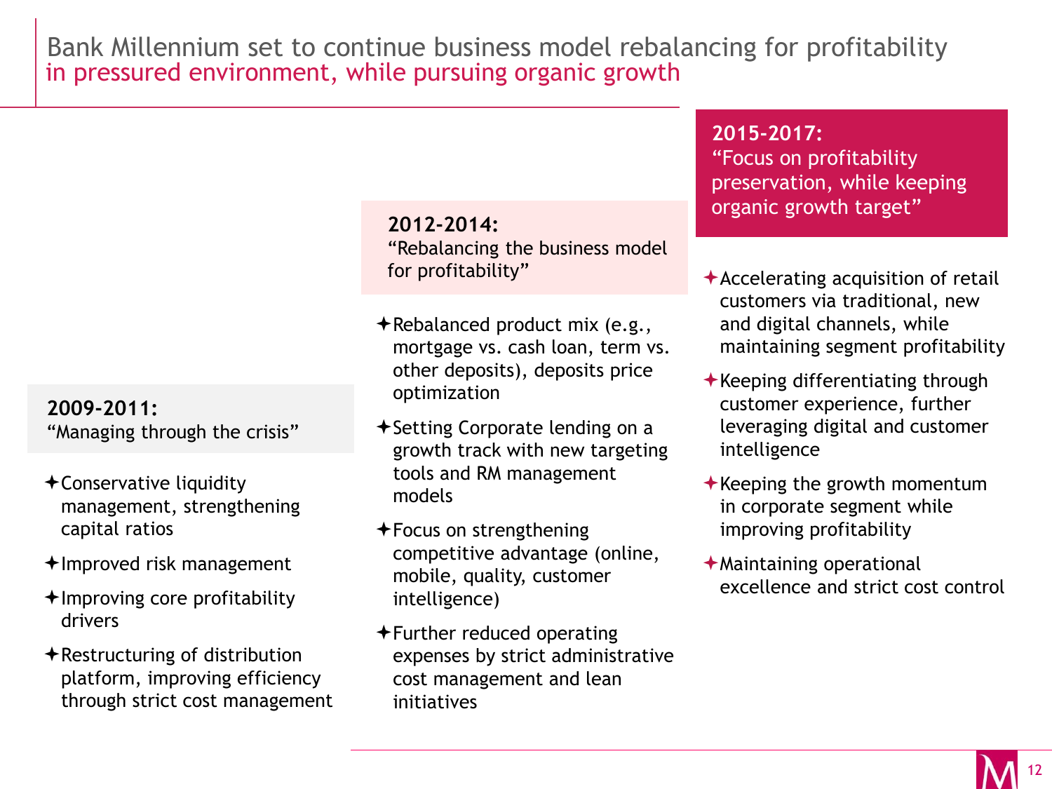# Bank Millennium set to continue business model rebalancing for profitability in pressured environment, while pursuing organic growth

## 2009-2011:
"Managing through the crisis"

- Conservative liquidity management, strengthening capital ratios
- Improved risk management
- Improving core profitability drivers
- Restructuring of distribution platform, improving efficiency through strict cost management

## 2012-2014:
"Rebalancing the business model for profitability"

- Rebalanced product mix (e.g., mortgage vs. cash loan, term vs. other deposits), deposits price optimization
- Setting Corporate lending on a growth track with new targeting tools and RM management models
- Focus on strengthening competitive advantage (online, mobile, quality, customer intelligence)
- Further reduced operating expenses by strict administrative cost management and lean initiatives

## 2015-2017:
"Focus on profitability preservation, while keeping organic growth target"

- Accelerating acquisition of retail customers via traditional, new and digital channels, while maintaining segment profitability
- Keeping differentiating through customer experience, further leveraging digital and customer intelligence
- Keeping the growth momentum in corporate segment while improving profitability
- Maintaining operational excellence and strict cost control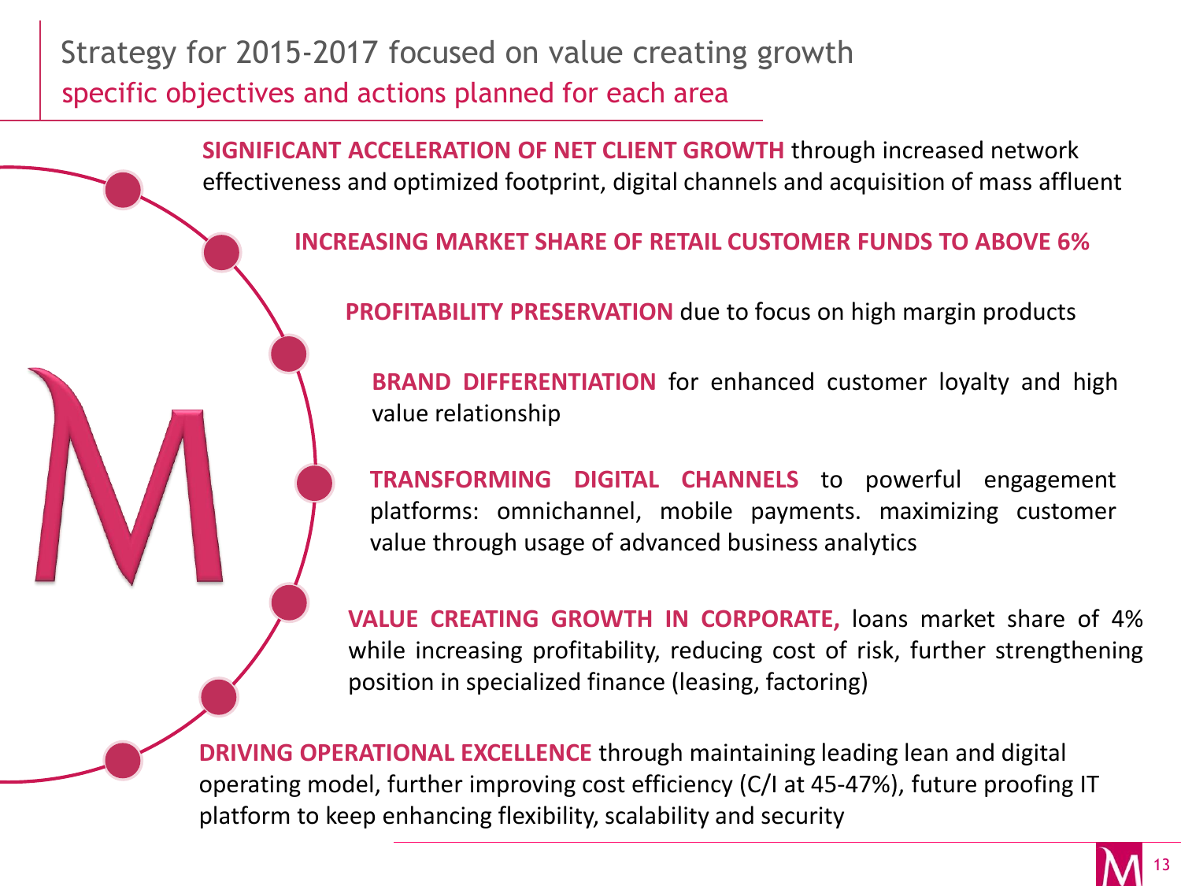# Strategy for 2015-2017 focused on value creating growth

## specific objectives and actions planned for each area

- **SIGNIFICANT ACCELERATION OF NET CLIENT GROWTH** through increased network effectiveness and optimized footprint, digital channels and acquisition of mass affluent
- **INCREASING MARKET SHARE OF RETAIL CUSTOMER FUNDS TO ABOVE 6%**
- **PROFITABILITY PRESERVATION** due to focus on high margin products
- **BRAND DIFFERENTIATION** for enhanced customer loyalty and high value relationship
- **TRANSFORMING DIGITAL CHANNELS** to powerful engagement platforms: omnichannel, mobile payments. maximizing customer value through usage of advanced business analytics
- **VALUE CREATING GROWTH IN CORPORATE,** loans market share of 4% while increasing profitability, reducing cost of risk, further strengthening position in specialized finance (leasing, factoring)
- **DRIVING OPERATIONAL EXCELLENCE** through maintaining leading lean and digital operating model, further improving cost efficiency (C/I at 45-47%), future proofing IT platform to keep enhancing flexibility, scalability and security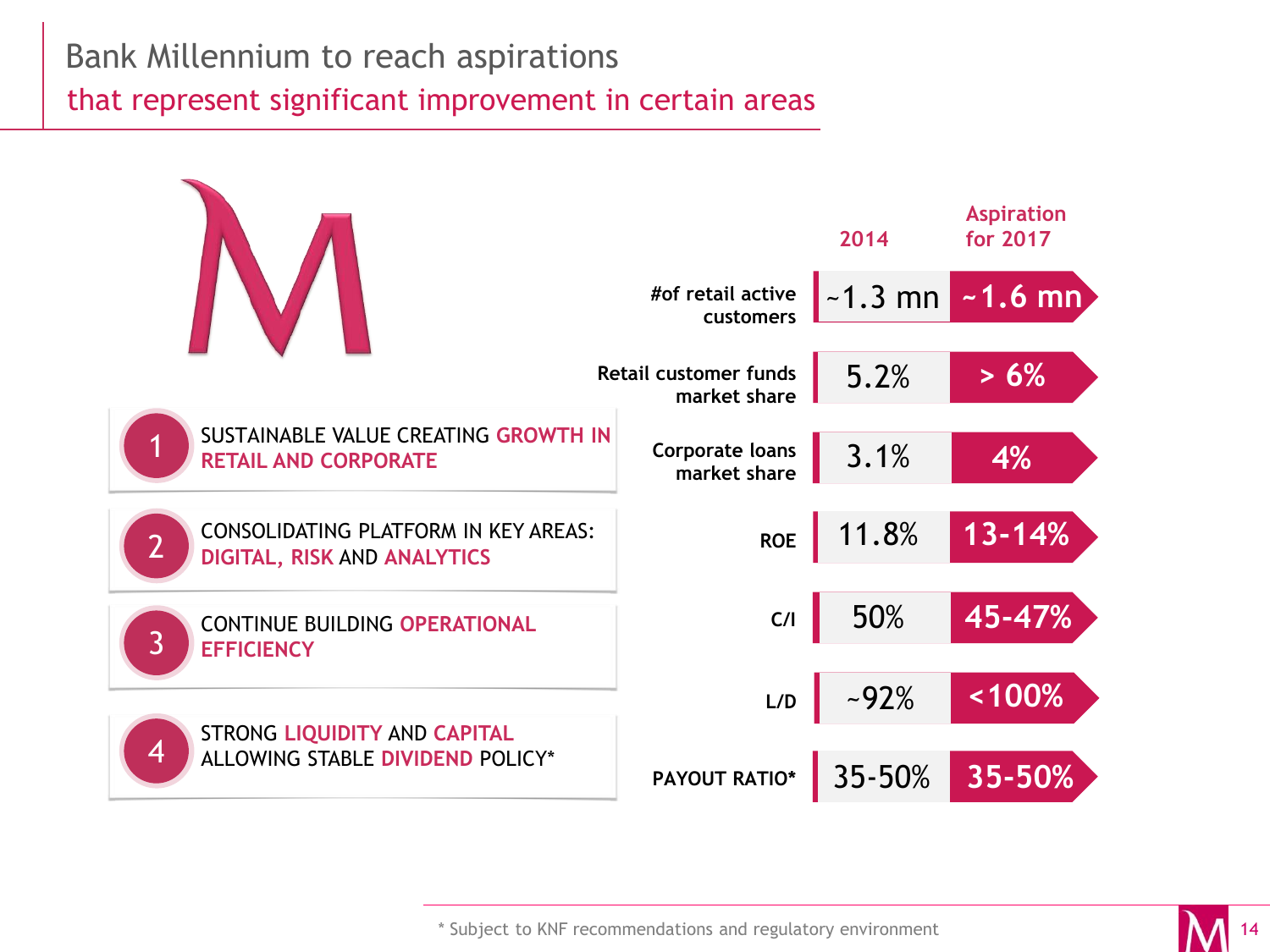# Bank Millennium to reach aspirations

## that represent significant improvement in certain areas

1. SUSTAINABLE VALUE CREATING **GROWTH IN RETAIL AND CORPORATE**
2. CONSOLIDATING PLATFORM IN KEY AREAS: **DIGITAL, RISK** AND **ANALYTICS**
3. CONTINUE BUILDING **OPERATIONAL EFFICIENCY**
4. STRONG **LIQUIDITY** AND **CAPITAL** ALLOWING STABLE **DIVIDEND** POLICY*

| | 2014 | Aspiration for 2017 |
|---|---|---|
| #of retail active customers | ~1.3 mn | ~1.6 mn |
| Retail customer funds market share | 5.2% | > 6% |
| Corporate loans market share | 3.1% | 4% |
| ROE | 11.8% | 13-14% |
| C/I | 50% | 45-47% |
| L/D | ~92% | <100% |
| PAYOUT RATIO* | 35-50% | 35-50% |

\* Subject to KNF recommendations and regulatory environment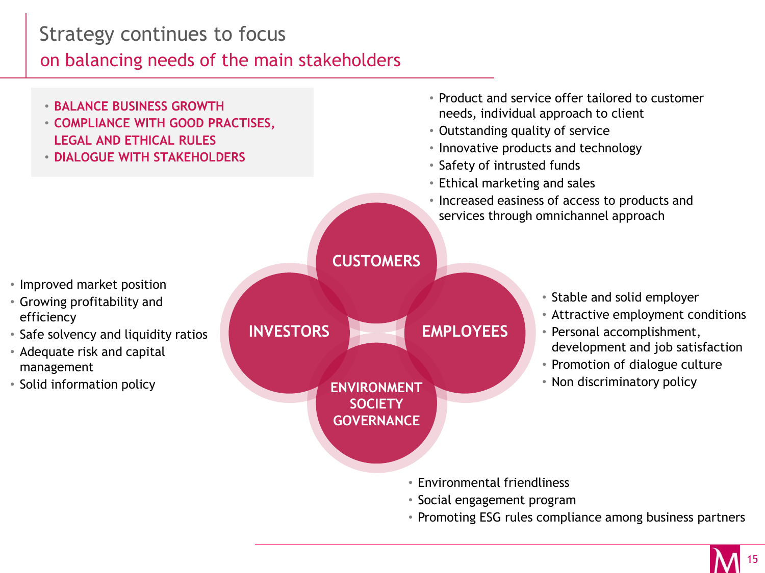# Strategy continues to focus on balancing needs of the main stakeholders

- **BALANCE BUSINESS GROWTH**
- **COMPLIANCE WITH GOOD PRACTISES, LEGAL AND ETHICAL RULES**
- **DIALOGUE WITH STAKEHOLDERS**

**CUSTOMERS**

- Product and service offer tailored to customer needs, individual approach to client
- Outstanding quality of service
- Innovative products and technology
- Safety of intrusted funds
- Ethical marketing and sales
- Increased easiness of access to products and services through omnichannel approach

**INVESTORS**

- Improved market position
- Growing profitability and efficiency
- Safe solvency and liquidity ratios
- Adequate risk and capital management
- Solid information policy

**EMPLOYEES**

- Stable and solid employer
- Attractive employment conditions
- Personal accomplishment, development and job satisfaction
- Promotion of dialogue culture
- Non discriminatory policy

**ENVIRONMENT SOCIETY GOVERNANCE**

- Environmental friendliness
- Social engagement program
- Promoting ESG rules compliance among business partners